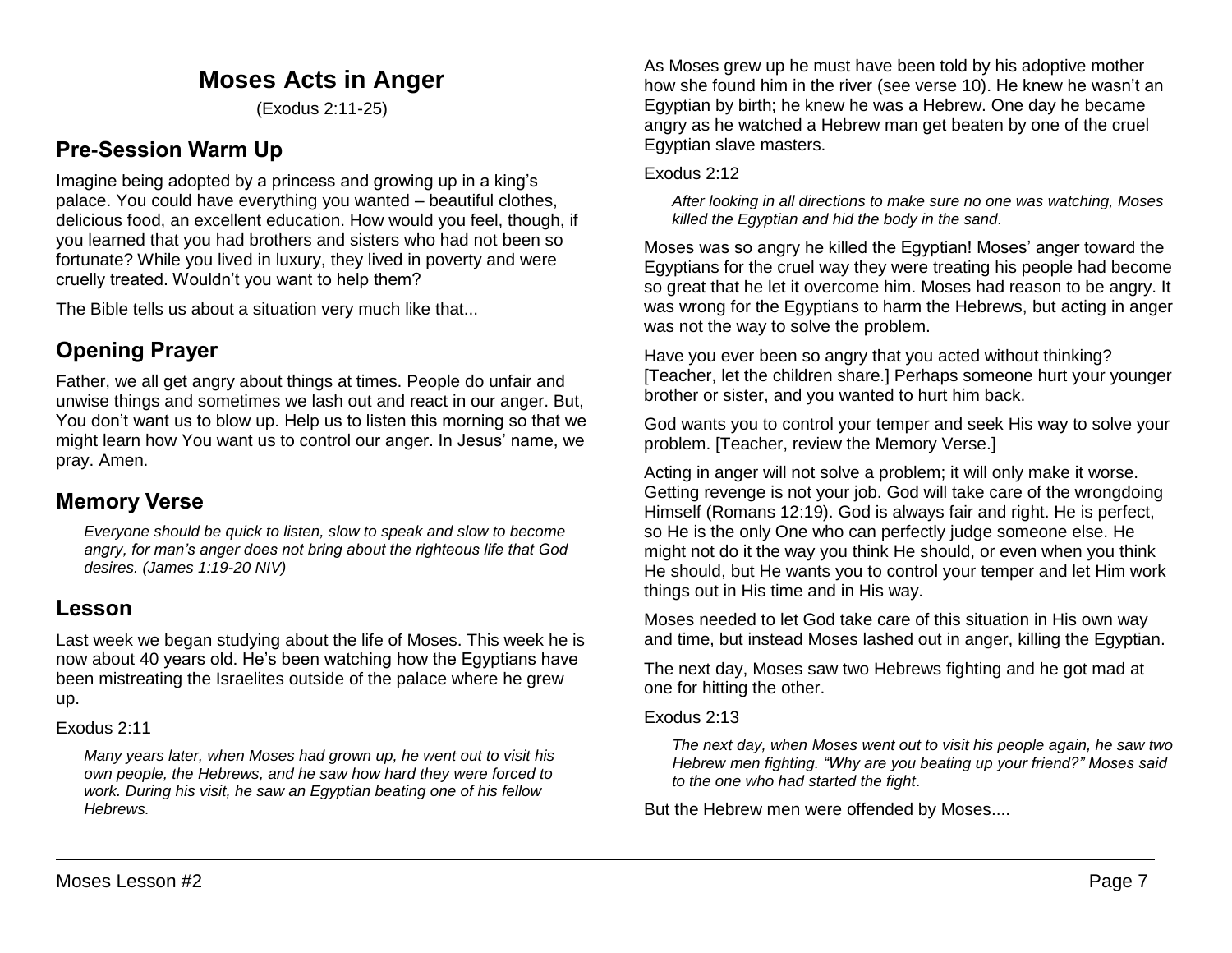# Moses Acts in Anger

(Exodus 2:11-25)

## Pre-Session Warm Up

Imagine being adopted by a princess and growing up in a king's palace. You could have everything you wanted – beautiful clothes, delicious food, an excellent education. How would you feel, though, if you learned that you had brothers and sisters who had not been so fortunate? While you lived in luxury, they lived in poverty and were cruelly treated. Wouldn't you want to help them?

The Bible tells us about a situation very much like that...

## Opening Prayer

Father, we all get angry about things at times. People do unfair and unwise things and sometimes we lash out and react in our anger. But, You don't want us to blow up. Help us to listen this morning so that we might learn how You want us to control our anger. In Jesus' name, we pray. Amen.

## Memory Verse

> *Everyone should be quick to listen, slow to speak and slow to become angry, for man's anger does not bring about the righteous life that God desires. (James 1:19-20 NIV)*

## Lesson

Last week we began studying about the life of Moses. This week he is now about 40 years old. He's been watching how the Egyptians have been mistreating the Israelites outside of the palace where he grew up.

Exodus 2:11

> *Many years later, when Moses had grown up, he went out to visit his own people, the Hebrews, and he saw how hard they were forced to work. During his visit, he saw an Egyptian beating one of his fellow Hebrews.*

As Moses grew up he must have been told by his adoptive mother how she found him in the river (see verse 10). He knew he wasn't an Egyptian by birth; he knew he was a Hebrew. One day he became angry as he watched a Hebrew man get beaten by one of the cruel Egyptian slave masters.

Exodus 2:12

> *After looking in all directions to make sure no one was watching, Moses killed the Egyptian and hid the body in the sand.*

Moses was so angry he killed the Egyptian! Moses' anger toward the Egyptians for the cruel way they were treating his people had become so great that he let it overcome him. Moses had reason to be angry. It was wrong for the Egyptians to harm the Hebrews, but acting in anger was not the way to solve the problem.

Have you ever been so angry that you acted without thinking? [Teacher, let the children share.] Perhaps someone hurt your younger brother or sister, and you wanted to hurt him back.

God wants you to control your temper and seek His way to solve your problem. [Teacher, review the Memory Verse.]

Acting in anger will not solve a problem; it will only make it worse. Getting revenge is not your job. God will take care of the wrongdoing Himself (Romans 12:19). God is always fair and right. He is perfect, so He is the only One who can perfectly judge someone else. He might not do it the way you think He should, or even when you think He should, but He wants you to control your temper and let Him work things out in His time and in His way.

Moses needed to let God take care of this situation in His own way and time, but instead Moses lashed out in anger, killing the Egyptian.

The next day, Moses saw two Hebrews fighting and he got mad at one for hitting the other.

Exodus 2:13

> *The next day, when Moses went out to visit his people again, he saw two Hebrew men fighting. "Why are you beating up your friend?" Moses said to the one who had started the fight.*

But the Hebrew men were offended by Moses....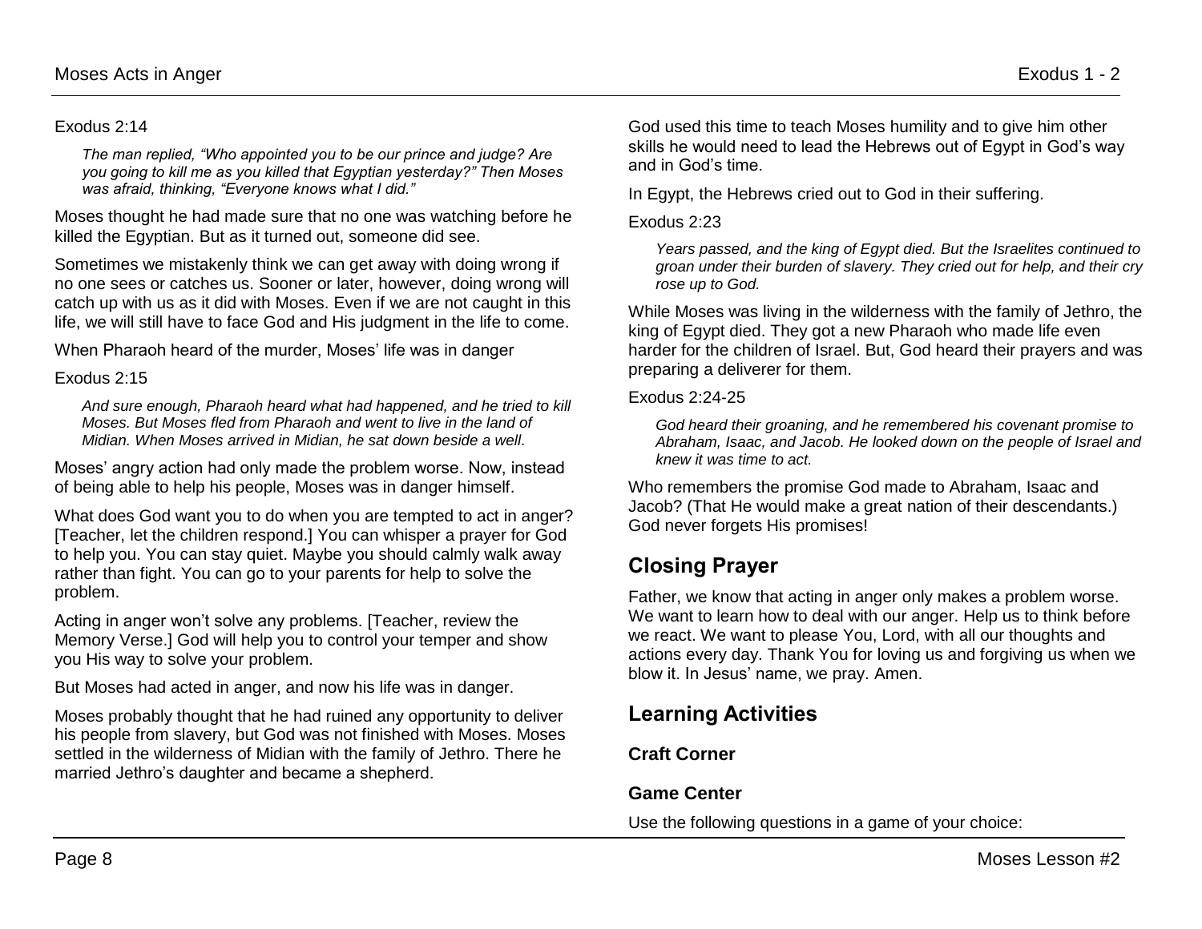Exodus 2:14

*The man replied, "Who appointed you to be our prince and judge? Are you going to kill me as you killed that Egyptian yesterday?" Then Moses was afraid, thinking, "Everyone knows what I did."*

Moses thought he had made sure that no one was watching before he killed the Egyptian. But as it turned out, someone did see.

Sometimes we mistakenly think we can get away with doing wrong if no one sees or catches us. Sooner or later, however, doing wrong will catch up with us as it did with Moses. Even if we are not caught in this life, we will still have to face God and His judgment in the life to come.

When Pharaoh heard of the murder, Moses' life was in danger

Exodus 2:15

*And sure enough, Pharaoh heard what had happened, and he tried to kill Moses. But Moses fled from Pharaoh and went to live in the land of Midian. When Moses arrived in Midian, he sat down beside a well.*

Moses' angry action had only made the problem worse. Now, instead of being able to help his people, Moses was in danger himself.

What does God want you to do when you are tempted to act in anger? [Teacher, let the children respond.] You can whisper a prayer for God to help you. You can stay quiet. Maybe you should calmly walk away rather than fight. You can go to your parents for help to solve the problem.

Acting in anger won't solve any problems. [Teacher, review the Memory Verse.] God will help you to control your temper and show you His way to solve your problem.

But Moses had acted in anger, and now his life was in danger.

Moses probably thought that he had ruined any opportunity to deliver his people from slavery, but God was not finished with Moses. Moses settled in the wilderness of Midian with the family of Jethro. There he married Jethro's daughter and became a shepherd.

God used this time to teach Moses humility and to give him other skills he would need to lead the Hebrews out of Egypt in God's way and in God's time.

In Egypt, the Hebrews cried out to God in their suffering.

Exodus 2:23

*Years passed, and the king of Egypt died. But the Israelites continued to groan under their burden of slavery. They cried out for help, and their cry rose up to God.*

While Moses was living in the wilderness with the family of Jethro, the king of Egypt died. They got a new Pharaoh who made life even harder for the children of Israel. But, God heard their prayers and was preparing a deliverer for them.

Exodus 2:24-25

*God heard their groaning, and he remembered his covenant promise to Abraham, Isaac, and Jacob. He looked down on the people of Israel and knew it was time to act.*

Who remembers the promise God made to Abraham, Isaac and Jacob? (That He would make a great nation of their descendants.) God never forgets His promises!

## Closing Prayer

Father, we know that acting in anger only makes a problem worse. We want to learn how to deal with our anger. Help us to think before we react. We want to please You, Lord, with all our thoughts and actions every day. Thank You for loving us and forgiving us when we blow it. In Jesus' name, we pray. Amen.

## Learning Activities

### Craft Corner

### Game Center

Use the following questions in a game of your choice: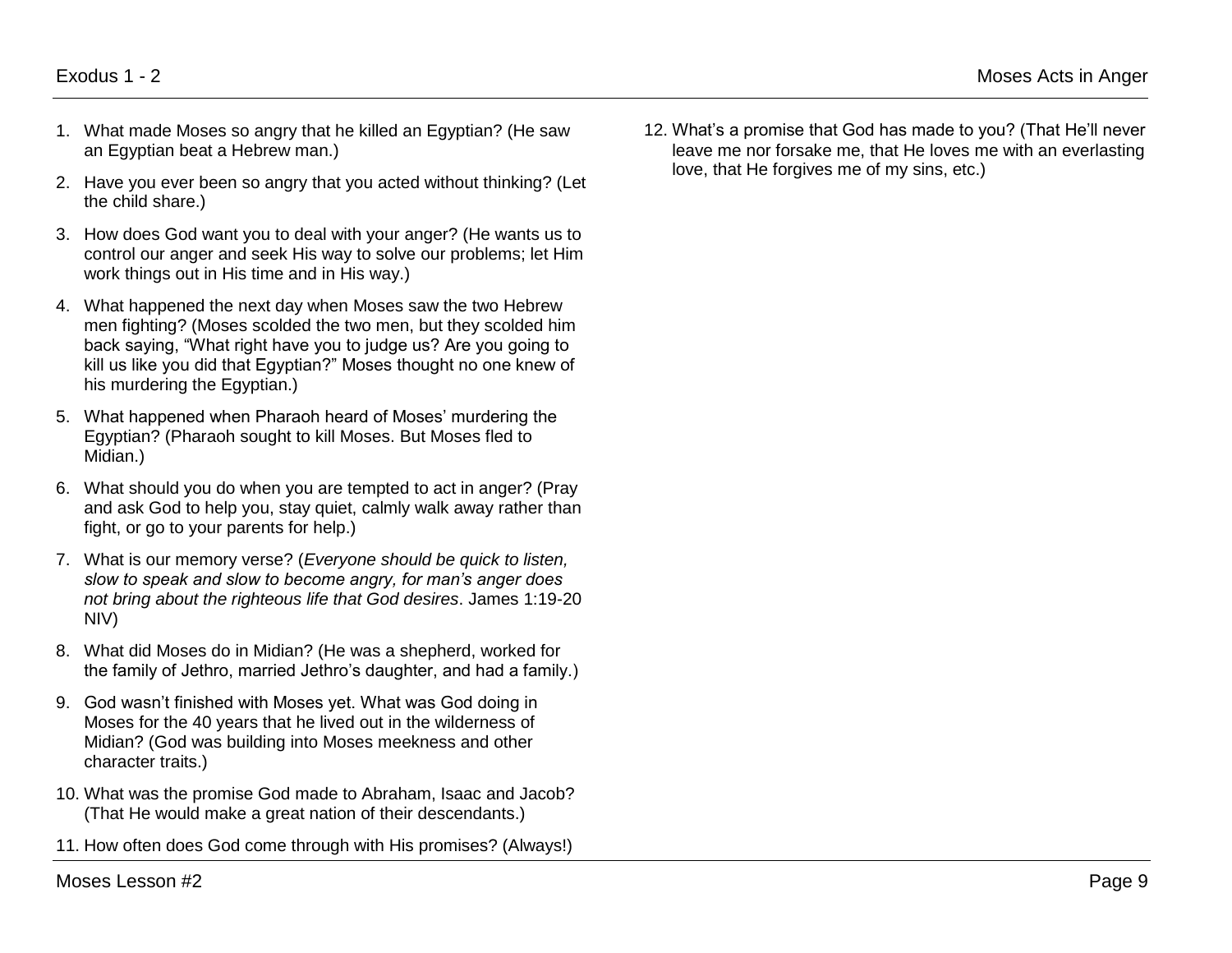1. What made Moses so angry that he killed an Egyptian? (He saw an Egyptian beat a Hebrew man.)
2. Have you ever been so angry that you acted without thinking? (Let the child share.)
3. How does God want you to deal with your anger? (He wants us to control our anger and seek His way to solve our problems; let Him work things out in His time and in His way.)
4. What happened the next day when Moses saw the two Hebrew men fighting? (Moses scolded the two men, but they scolded him back saying, "What right have you to judge us? Are you going to kill us like you did that Egyptian?" Moses thought no one knew of his murdering the Egyptian.)
5. What happened when Pharaoh heard of Moses' murdering the Egyptian? (Pharaoh sought to kill Moses. But Moses fled to Midian.)
6. What should you do when you are tempted to act in anger? (Pray and ask God to help you, stay quiet, calmly walk away rather than fight, or go to your parents for help.)
7. What is our memory verse? (*Everyone should be quick to listen, slow to speak and slow to become angry, for man's anger does not bring about the righteous life that God desires*. James 1:19-20 NIV)
8. What did Moses do in Midian? (He was a shepherd, worked for the family of Jethro, married Jethro's daughter, and had a family.)
9. God wasn't finished with Moses yet. What was God doing in Moses for the 40 years that he lived out in the wilderness of Midian? (God was building into Moses meekness and other character traits.)
10. What was the promise God made to Abraham, Isaac and Jacob? (That He would make a great nation of their descendants.)
11. How often does God come through with His promises? (Always!)
12. What's a promise that God has made to you? (That He'll never leave me nor forsake me, that He loves me with an everlasting love, that He forgives me of my sins, etc.)